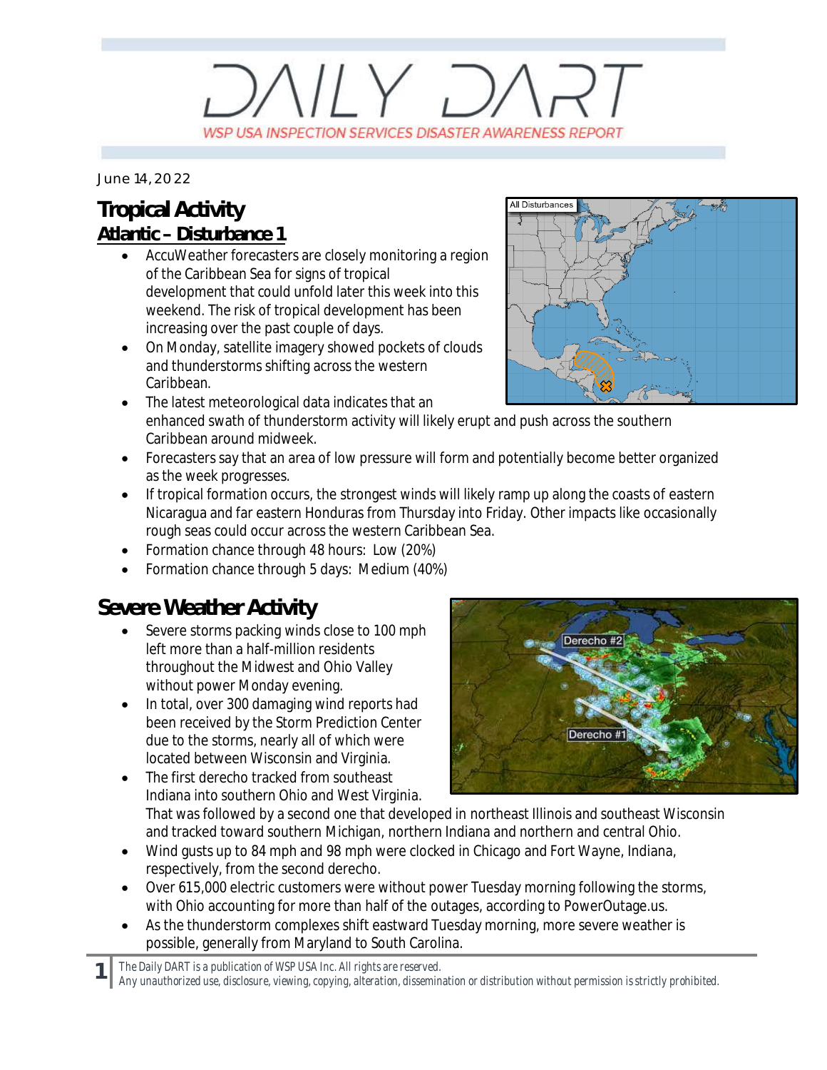# DAILY DART

WSP USA INSPECTION SERVICES DISASTER AWARENESS REPORT

June 14, 2022

## Tropical Activity

### Atlantic – Disturbance 1

- AccuWeather forecasters are closely monitoring a region of the Caribbean Sea for signs of tropical development that could unfold later this week into this weekend. The risk of tropical development has been increasing over the past couple of days.
- On Monday, satellite imagery showed pockets of clouds and thunderstorms shifting across the western Caribbean.
- The latest meteorological data indicates that an enhanced swath of thunderstorm activity will likely erupt and push across the southern Caribbean around midweek.
- Forecasters say that an area of low pressure will form and potentially become better organized as the week progresses.
- If tropical formation occurs, the strongest winds will likely ramp up along the coasts of eastern Nicaragua and far eastern Honduras from Thursday into Friday. Other impacts like occasionally rough seas could occur across the western Caribbean Sea.
- Formation chance through 48 hours: Low (20%)
- Formation chance through 5 days: Medium (40%)

## Severe Weather Activity

- Severe storms packing winds close to 100 mph left more than a half-million residents throughout the Midwest and Ohio Valley without power Monday evening.
- In total, over 300 damaging wind reports had been received by the Storm Prediction Center due to the storms, nearly all of which were located between Wisconsin and Virginia.
- The first derecho tracked from southeast Indiana into southern Ohio and West Virginia. That was followed by a second one that developed in northeast Illinois and southeast Wisconsin and tracked toward southern Michigan, northern Indiana and northern and central Ohio.
- Wind gusts up to 84 mph and 98 mph were clocked in Chicago and Fort Wayne, Indiana, respectively, from the second derecho.
- Over 615,000 electric customers were without power Tuesday morning following the storms, with Ohio accounting for more than half of the outages, according to PowerOutage.us.
- As the thunderstorm complexes shift eastward Tuesday morning, more severe weather is possible, generally from Maryland to South Carolina.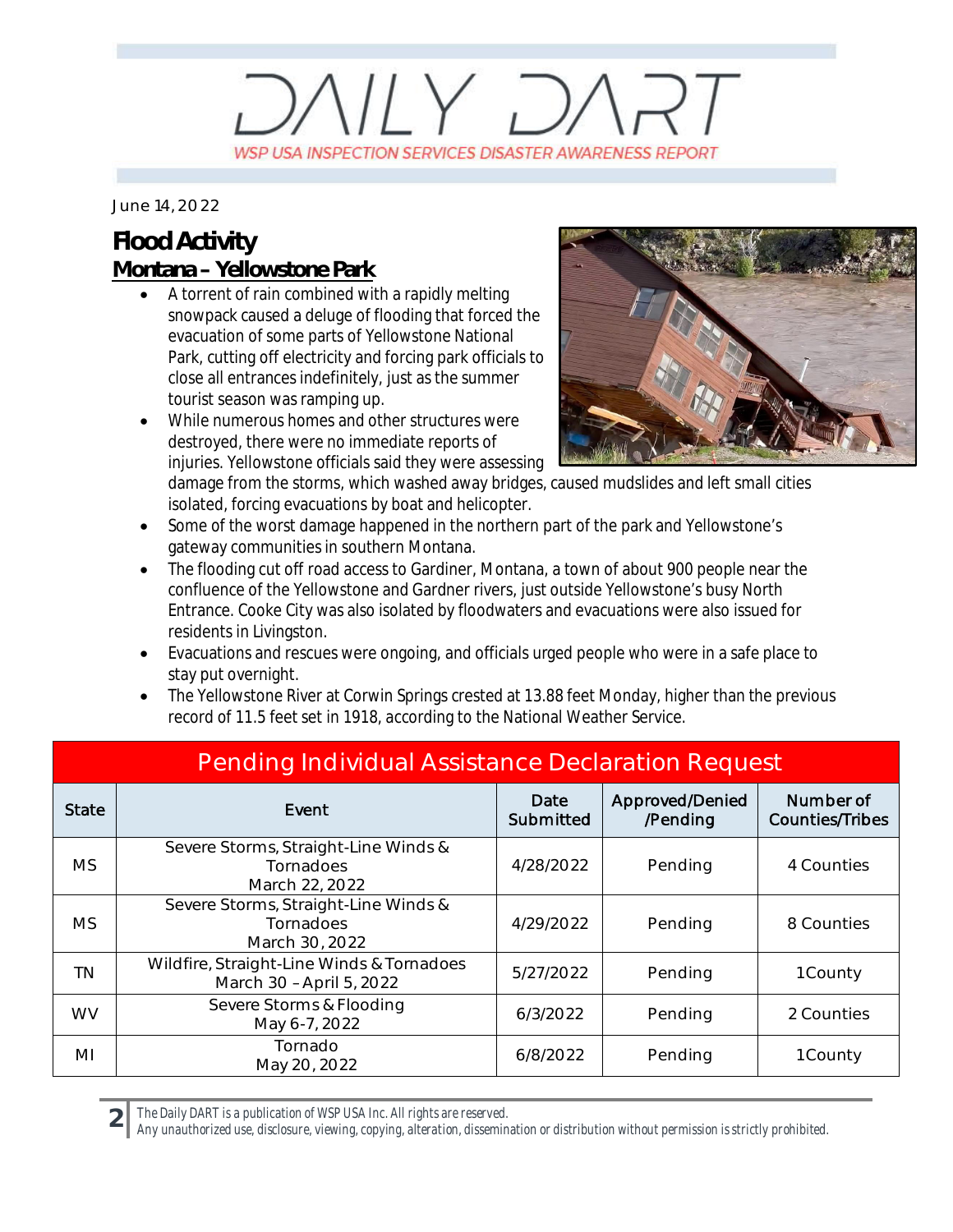# DAILY DART

WSP USA INSPECTION SERVICES DISASTER AWARENESS REPORT

June 14, 2022

## Flood Activity

### Montana – Yellowstone Park

- A torrent of rain combined with a rapidly melting snowpack caused a deluge of flooding that forced the evacuation of some parts of Yellowstone National Park, cutting off electricity and forcing park officials to close all entrances indefinitely, just as the summer tourist season was ramping up.
- While numerous homes and other structures were destroyed, there were no immediate reports of injuries. Yellowstone officials said they were assessing damage from the storms, which washed away bridges, caused mudslides and left small cities isolated, forcing evacuations by boat and helicopter.
- Some of the worst damage happened in the northern part of the park and Yellowstone's gateway communities in southern Montana.
- The flooding cut off road access to Gardiner, Montana, a town of about 900 people near the confluence of the Yellowstone and Gardner rivers, just outside Yellowstone's busy North Entrance. Cooke City was also isolated by floodwaters and evacuations were also issued for residents in Livingston.
- Evacuations and rescues were ongoing, and officials urged people who were in a safe place to stay put overnight.
- The Yellowstone River at Corwin Springs crested at 13.88 feet Monday, higher than the previous record of 11.5 feet set in 1918, according to the National Weather Service.

| Pending Individual Assistance Declaration Request | | | | |
|---|---|---|---|---|
| State | Event | Date Submitted | Approved/Denied /Pending | Number of Counties/Tribes |
| MS | Severe Storms, Straight-Line Winds & Tornadoes March 22, 2022 | 4/28/2022 | Pending | 4 Counties |
| MS | Severe Storms, Straight-Line Winds & Tornadoes March 30, 2022 | 4/29/2022 | Pending | 8 Counties |
| TN | Wildfire, Straight-Line Winds & Tornadoes March 30 – April 5, 2022 | 5/27/2022 | Pending | 1 County |
| WV | Severe Storms & Flooding May 6-7, 2022 | 6/3/2022 | Pending | 2 Counties |
| MI | Tornado May 20, 2022 | 6/8/2022 | Pending | 1 County |

*The Daily DART is a publication of WSP USA Inc. All rights are reserved.*
*Any unauthorized use, disclosure, viewing, copying, alteration, dissemination or distribution without permission is strictly prohibited.*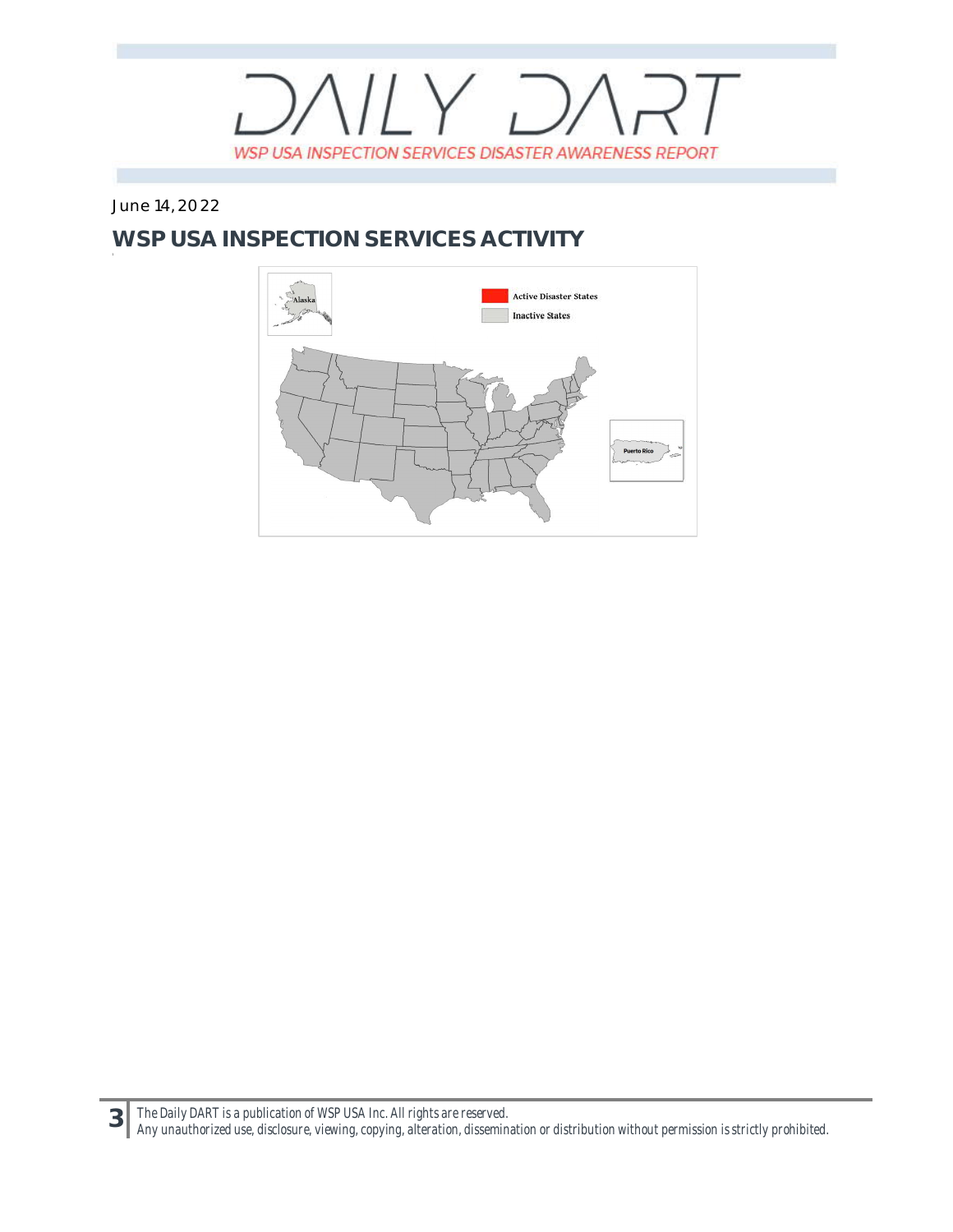# DAILY DART

WSP USA INSPECTION SERVICES DISASTER AWARENESS REPORT

June 14, 2022

## WSP USA INSPECTION SERVICES ACTIVITY

Alaska

Active Disaster States

Inactive States

Puerto Rico

The Daily DART is a publication of WSP USA Inc. All rights are reserved.
Any unauthorized use, disclosure, viewing, copying, alteration, dissemination or distribution without permission is strictly prohibited.